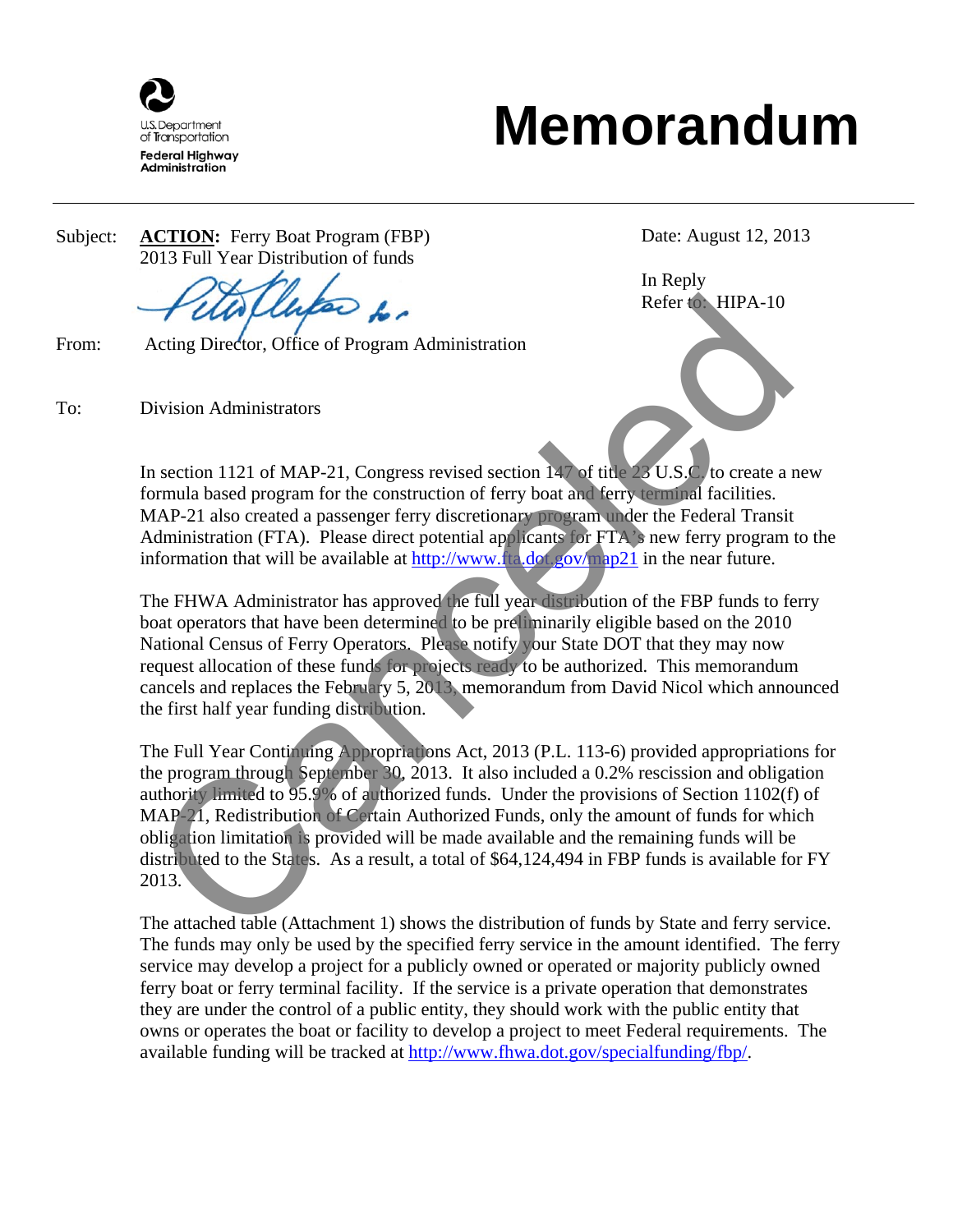U.S. Department of Transportation
Federal Highway Administration

# Memorandum

Subject: **ACTION:** Ferry Boat Program (FBP) 2013 Full Year Distribution of funds

Date: August 12, 2013

In Reply Refer to: HIPA-10

From: Acting Director, Office of Program Administration

To: Division Administrators

In section 1121 of MAP-21, Congress revised section 147 of title 23 U.S.C. to create a new formula based program for the construction of ferry boat and ferry terminal facilities. MAP-21 also created a passenger ferry discretionary program under the Federal Transit Administration (FTA). Please direct potential applicants for FTA's new ferry program to the information that will be available at http://www.fta.dot.gov/map21 in the near future.

The FHWA Administrator has approved the full year distribution of the FBP funds to ferry boat operators that have been determined to be preliminarily eligible based on the 2010 National Census of Ferry Operators. Please notify your State DOT that they may now request allocation of these funds for projects ready to be authorized. This memorandum cancels and replaces the February 5, 2013, memorandum from David Nicol which announced the first half year funding distribution.

The Full Year Continuing Appropriations Act, 2013 (P.L. 113-6) provided appropriations for the program through September 30, 2013. It also included a 0.2% rescission and obligation authority limited to 95.9% of authorized funds. Under the provisions of Section 1102(f) of MAP-21, Redistribution of Certain Authorized Funds, only the amount of funds for which obligation limitation is provided will be made available and the remaining funds will be distributed to the States. As a result, a total of $64,124,494 in FBP funds is available for FY 2013.

The attached table (Attachment 1) shows the distribution of funds by State and ferry service. The funds may only be used by the specified ferry service in the amount identified. The ferry service may develop a project for a publicly owned or operated or majority publicly owned ferry boat or ferry terminal facility. If the service is a private operation that demonstrates they are under the control of a public entity, they should work with the public entity that owns or operates the boat or facility to develop a project to meet Federal requirements. The available funding will be tracked at http://www.fhwa.dot.gov/specialfunding/fbp/.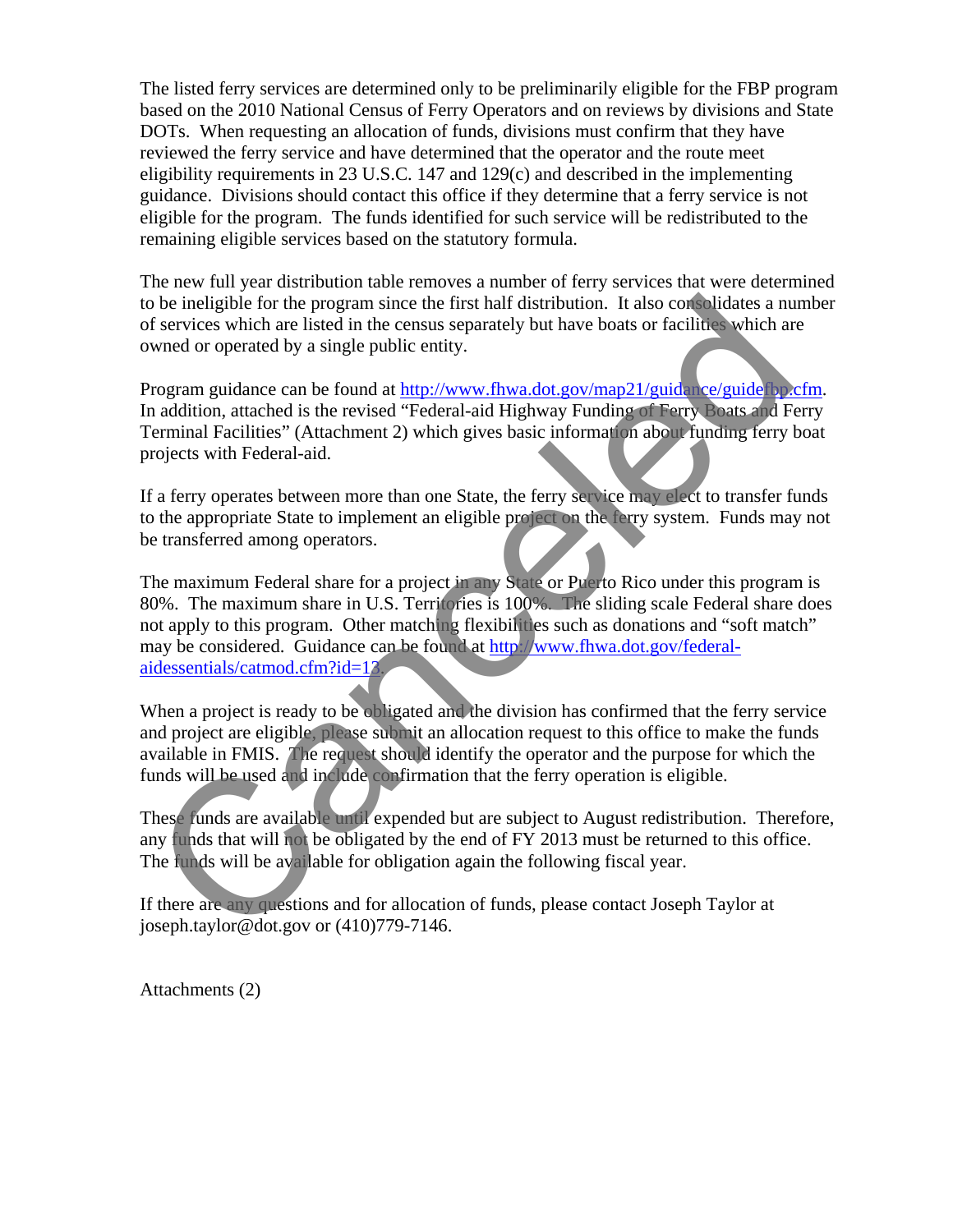The listed ferry services are determined only to be preliminarily eligible for the FBP program based on the 2010 National Census of Ferry Operators and on reviews by divisions and State DOTs. When requesting an allocation of funds, divisions must confirm that they have reviewed the ferry service and have determined that the operator and the route meet eligibility requirements in 23 U.S.C. 147 and 129(c) and described in the implementing guidance. Divisions should contact this office if they determine that a ferry service is not eligible for the program. The funds identified for such service will be redistributed to the remaining eligible services based on the statutory formula.

The new full year distribution table removes a number of ferry services that were determined to be ineligible for the program since the first half distribution. It also consolidates a number of services which are listed in the census separately but have boats or facilities which are owned or operated by a single public entity.

Program guidance can be found at http://www.fhwa.dot.gov/map21/guidance/guidefbp.cfm. In addition, attached is the revised "Federal-aid Highway Funding of Ferry Boats and Ferry Terminal Facilities" (Attachment 2) which gives basic information about funding ferry boat projects with Federal-aid.

If a ferry operates between more than one State, the ferry service may elect to transfer funds to the appropriate State to implement an eligible project on the ferry system. Funds may not be transferred among operators.

The maximum Federal share for a project in any State or Puerto Rico under this program is 80%. The maximum share in U.S. Territories is 100%. The sliding scale Federal share does not apply to this program. Other matching flexibilities such as donations and "soft match" may be considered. Guidance can be found at http://www.fhwa.dot.gov/federal-aidessentials/catmod.cfm?id=13.

When a project is ready to be obligated and the division has confirmed that the ferry service and project are eligible, please submit an allocation request to this office to make the funds available in FMIS. The request should identify the operator and the purpose for which the funds will be used and include confirmation that the ferry operation is eligible.

These funds are available until expended but are subject to August redistribution. Therefore, any funds that will not be obligated by the end of FY 2013 must be returned to this office. The funds will be available for obligation again the following fiscal year.

If there are any questions and for allocation of funds, please contact Joseph Taylor at joseph.taylor@dot.gov or (410)779-7146.

Attachments (2)